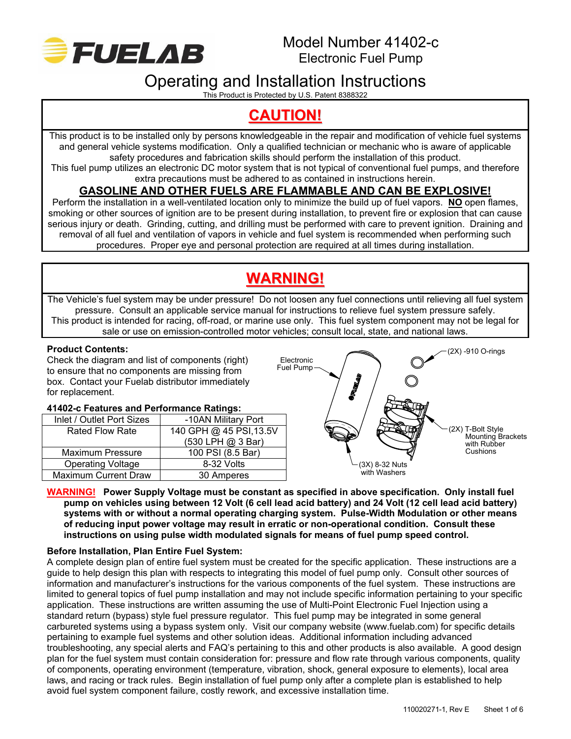# Model Number 41402-c
## Electronic Fuel Pump

# Operating and Installation Instructions

This Product is Protected by U.S. Patent 8388322

## CAUTION!

This product is to be installed only by persons knowledgeable in the repair and modification of vehicle fuel systems and general vehicle systems modification. Only a qualified technician or mechanic who is aware of applicable safety procedures and fabrication skills should perform the installation of this product.
This fuel pump utilizes an electronic DC motor system that is not typical of conventional fuel pumps, and therefore extra precautions must be adhered to as contained in instructions herein.

### GASOLINE AND OTHER FUELS ARE FLAMMABLE AND CAN BE EXPLOSIVE!

Perform the installation in a well-ventilated location only to minimize the build up of fuel vapors. **NO** open flames, smoking or other sources of ignition are to be present during installation, to prevent fire or explosion that can cause serious injury or death. Grinding, cutting, and drilling must be performed with care to prevent ignition. Draining and removal of all fuel and ventilation of vapors in vehicle and fuel system is recommended when performing such procedures. Proper eye and personal protection are required at all times during installation.

## WARNING!

The Vehicle's fuel system may be under pressure! Do not loosen any fuel connections until relieving all fuel system pressure. Consult an applicable service manual for instructions to relieve fuel system pressure safely.
This product is intended for racing, off-road, or marine use only. This fuel system component may not be legal for sale or use on emission-controlled motor vehicles; consult local, state, and national laws.

**Product Contents:**
Check the diagram and list of components (right) to ensure that no components are missing from box. Contact your Fuelab distributor immediately for replacement.

Electronic Fuel Pump
(2X) -910 O-rings
(2X) T-Bolt Style Mounting Brackets with Rubber Cushions
(3X) 8-32 Nuts with Washers

**41402-c Features and Performance Ratings:**

| Inlet / Outlet Port Sizes | -10AN Military Port |
|---|---|
| Rated Flow Rate | 140 GPH @ 45 PSI,13.5V (530 LPH @ 3 Bar) |
| Maximum Pressure | 100 PSI (8.5 Bar) |
| Operating Voltage | 8-32 Volts |
| Maximum Current Draw | 30 Amperes |

**WARNING! Power Supply Voltage must be constant as specified in above specification. Only install fuel pump on vehicles using between 12 Volt (6 cell lead acid battery) and 24 Volt (12 cell lead acid battery) systems with or without a normal operating charging system. Pulse-Width Modulation or other means of reducing input power voltage may result in erratic or non-operational condition. Consult these instructions on using pulse width modulated signals for means of fuel pump speed control.**

**Before Installation, Plan Entire Fuel System:**
A complete design plan of entire fuel system must be created for the specific application. These instructions are a guide to help design this plan with respects to integrating this model of fuel pump only. Consult other sources of information and manufacturer's instructions for the various components of the fuel system. These instructions are limited to general topics of fuel pump installation and may not include specific information pertaining to your specific application. These instructions are written assuming the use of Multi-Point Electronic Fuel Injection using a standard return (bypass) style fuel pressure regulator. This fuel pump may be integrated in some general carbureted systems using a bypass system only. Visit our company website (www.fuelab.com) for specific details pertaining to example fuel systems and other solution ideas. Additional information including advanced troubleshooting, any special alerts and FAQ's pertaining to this and other products is also available. A good design plan for the fuel system must contain consideration for: pressure and flow rate through various components, quality of components, operating environment (temperature, vibration, shock, general exposure to elements), local area laws, and racing or track rules. Begin installation of fuel pump only after a complete plan is established to help avoid fuel system component failure, costly rework, and excessive installation time.

110020271-1, Rev E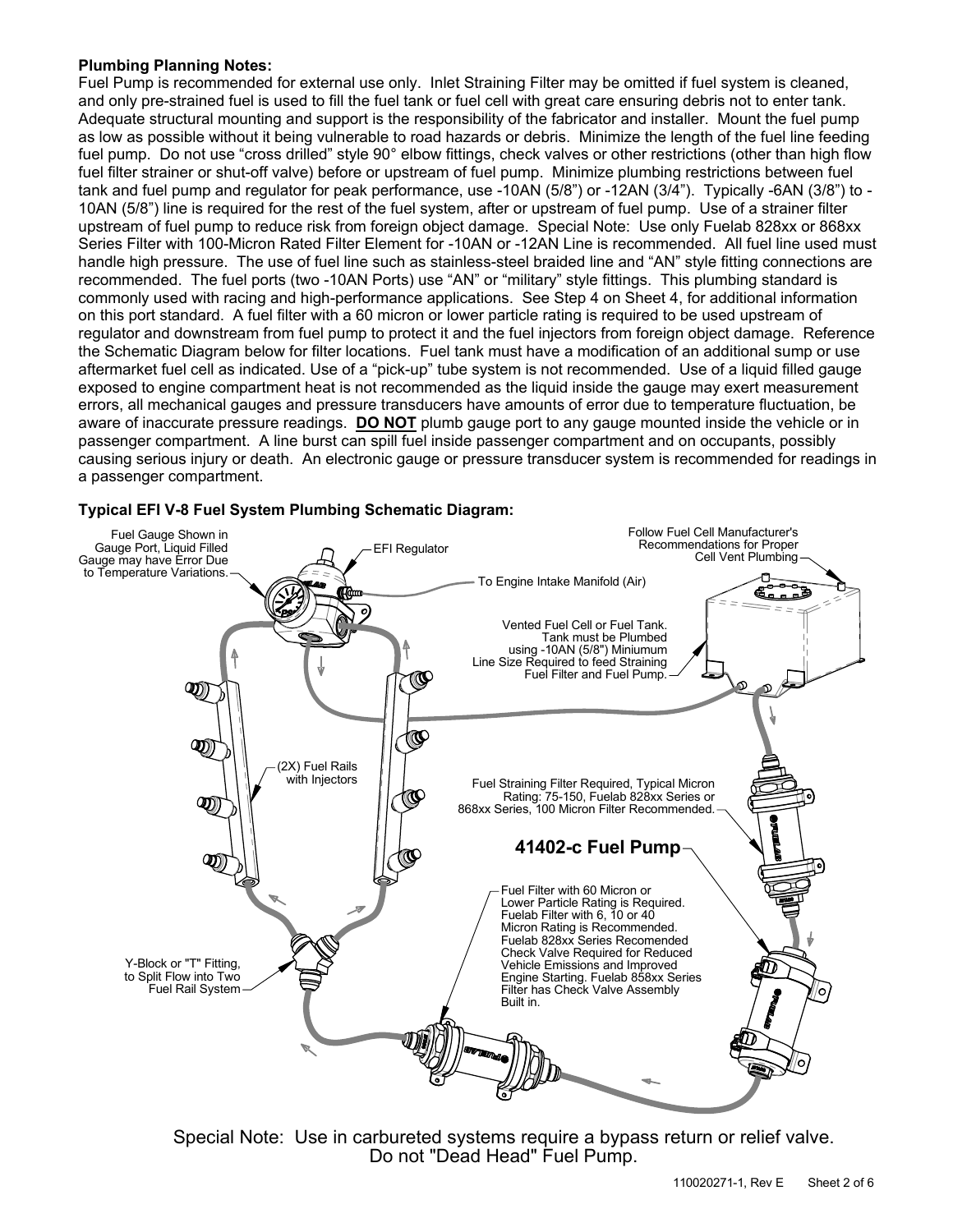**Plumbing Planning Notes:**
Fuel Pump is recommended for external use only. Inlet Straining Filter may be omitted if fuel system is cleaned, and only pre-strained fuel is used to fill the fuel tank or fuel cell with great care ensuring debris not to enter tank. Adequate structural mounting and support is the responsibility of the fabricator and installer. Mount the fuel pump as low as possible without it being vulnerable to road hazards or debris. Minimize the length of the fuel line feeding fuel pump. Do not use "cross drilled" style 90° elbow fittings, check valves or other restrictions (other than high flow fuel filter strainer or shut-off valve) before or upstream of fuel pump. Minimize plumbing restrictions between fuel tank and fuel pump and regulator for peak performance, use -10AN (5/8") or -12AN (3/4"). Typically -6AN (3/8") to -10AN (5/8") line is required for the rest of the fuel system, after or upstream of fuel pump. Use of a strainer filter upstream of fuel pump to reduce risk from foreign object damage. Special Note: Use only Fuelab 828xx or 868xx Series Filter with 100-Micron Rated Filter Element for -10AN or -12AN Line is recommended. All fuel line used must handle high pressure. The use of fuel line such as stainless-steel braided line and "AN" style fitting connections are recommended. The fuel ports (two -10AN Ports) use "AN" or "military" style fittings. This plumbing standard is commonly used with racing and high-performance applications. See Step 4 on Sheet 4, for additional information on this port standard. A fuel filter with a 60 micron or lower particle rating is required to be used upstream of regulator and downstream from fuel pump to protect it and the fuel injectors from foreign object damage. Reference the Schematic Diagram below for filter locations. Fuel tank must have a modification of an additional sump or use aftermarket fuel cell as indicated. Use of a "pick-up" tube system is not recommended. Use of a liquid filled gauge exposed to engine compartment heat is not recommended as the liquid inside the gauge may exert measurement errors, all mechanical gauges and pressure transducers have amounts of error due to temperature fluctuation, be aware of inaccurate pressure readings. **DO NOT** plumb gauge port to any gauge mounted inside the vehicle or in passenger compartment. A line burst can spill fuel inside passenger compartment and on occupants, possibly causing serious injury or death. An electronic gauge or pressure transducer system is recommended for readings in a passenger compartment.

**Typical EFI V-8 Fuel System Plumbing Schematic Diagram:**

Fuel Gauge Shown in Gauge Port, Liquid Filled Gauge may have Error Due to Temperature Variations.

EFI Regulator

To Engine Intake Manifold (Air)

Follow Fuel Cell Manufacturer's Recommendations for Proper Cell Vent Plumbing

Vented Fuel Cell or Fuel Tank. Tank must be Plumbed using -10AN (5/8") Miniumum Line Size Required to feed Straining Fuel Filter and Fuel Pump.

(2X) Fuel Rails with Injectors

Fuel Straining Filter Required, Typical Micron Rating: 75-150, Fuelab 828xx Series or 868xx Series, 100 Micron Filter Recommended.

**41402-c Fuel Pump**

Fuel Filter with 60 Micron or Lower Particle Rating is Required. Fuelab Filter with 6, 10 or 40 Micron Rating is Recommended. Fuelab 828xx Series Recomended Check Valve Required for Reduced Vehicle Emissions and Improved Engine Starting. Fuelab 858xx Series Filter has Check Valve Assembly Built in.

Y-Block or "T" Fitting, to Split Flow into Two Fuel Rail System

Special Note: Use in carbureted systems require a bypass return or relief valve. Do not "Dead Head" Fuel Pump.

110020271-1, Rev E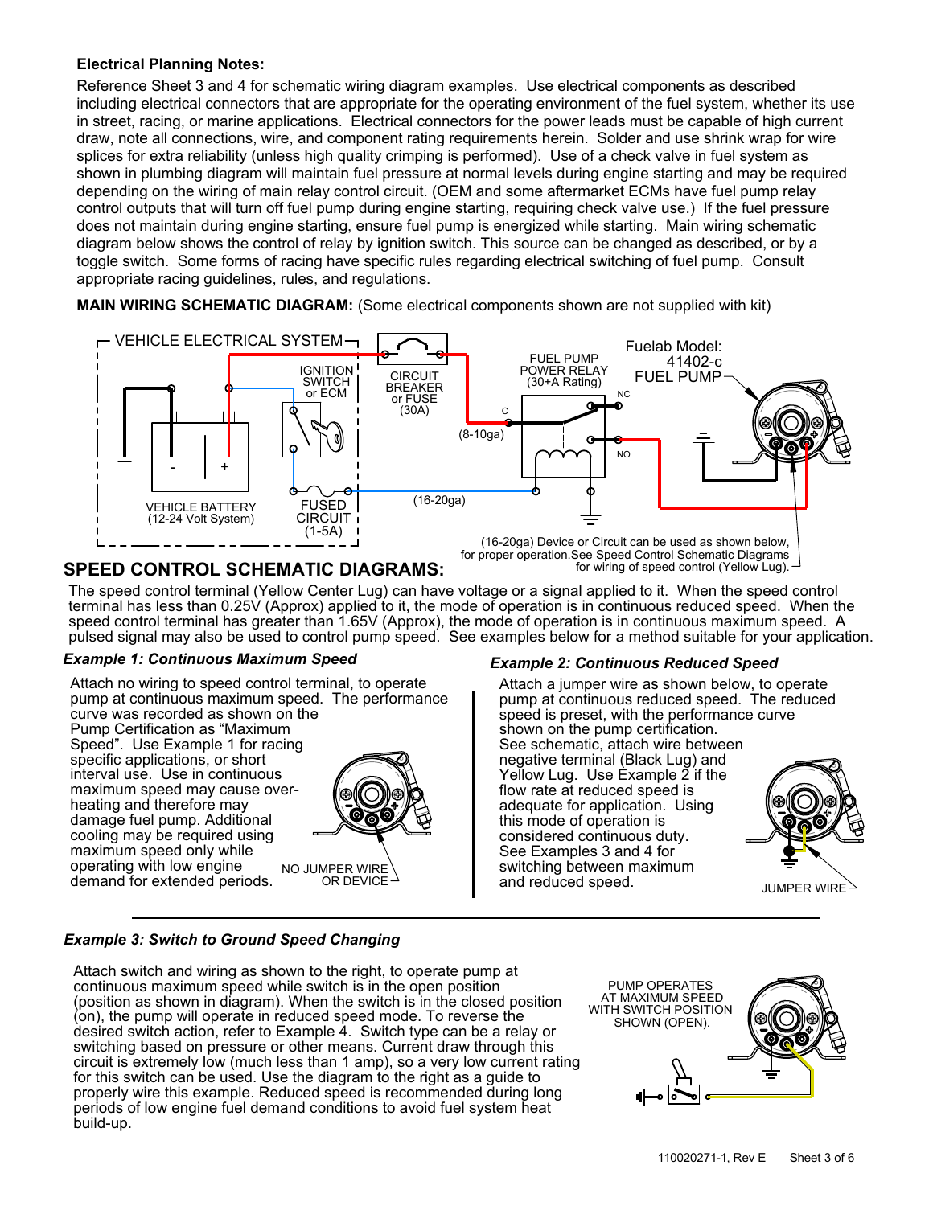**Electrical Planning Notes:**

Reference Sheet 3 and 4 for schematic wiring diagram examples. Use electrical components as described including electrical connectors that are appropriate for the operating environment of the fuel system, whether its use in street, racing, or marine applications. Electrical connectors for the power leads must be capable of high current draw, note all connections, wire, and component rating requirements herein. Solder and use shrink wrap for wire splices for extra reliability (unless high quality crimping is performed). Use of a check valve in fuel system as shown in plumbing diagram will maintain fuel pressure at normal levels during engine starting and may be required depending on the wiring of main relay control circuit. (OEM and some aftermarket ECMs have fuel pump relay control outputs that will turn off fuel pump during engine starting, requiring check valve use.) If the fuel pressure does not maintain during engine starting, ensure fuel pump is energized while starting. Main wiring schematic diagram below shows the control of relay by ignition switch. This source can be changed as described, or by a toggle switch. Some forms of racing have specific rules regarding electrical switching of fuel pump. Consult appropriate racing guidelines, rules, and regulations.

**MAIN WIRING SCHEMATIC DIAGRAM:** (Some electrical components shown are not supplied with kit)

VEHICLE ELECTRICAL SYSTEM — IGNITION SWITCH or ECM — CIRCUIT BREAKER or FUSE (30A) — FUEL PUMP POWER RELAY (30+A Rating) — Fuelab Model: 41402-c FUEL PUMP — C — NC — NO — (8-10ga) — (16-20ga) — VEHICLE BATTERY (12-24 Volt System) — FUSED CIRCUIT (1-5A)

(16-20ga) Device or Circuit can be used as shown below, for proper operation.See Speed Control Schematic Diagrams for wiring of speed control (Yellow Lug).

## SPEED CONTROL SCHEMATIC DIAGRAMS:

The speed control terminal (Yellow Center Lug) can have voltage or a signal applied to it. When the speed control terminal has less than 0.25V (Approx) applied to it, the mode of operation is in continuous reduced speed. When the speed control terminal has greater than 1.65V (Approx), the mode of operation is in continuous maximum speed. A pulsed signal may also be used to control pump speed. See examples below for a method suitable for your application.

### *Example 1: Continuous Maximum Speed*

Attach no wiring to speed control terminal, to operate pump at continuous maximum speed. The performance curve was recorded as shown on the Pump Certification as "Maximum Speed". Use Example 1 for racing specific applications, or short interval use. Use in continuous maximum speed may cause over-heating and therefore may damage fuel pump. Additional cooling may be required using maximum speed only while operating with low engine demand for extended periods.

NO JUMPER WIRE OR DEVICE

### *Example 2: Continuous Reduced Speed*

Attach a jumper wire as shown below, to operate pump at continuous reduced speed. The reduced speed is preset, with the performance curve shown on the pump certification. See schematic, attach wire between negative terminal (Black Lug) and Yellow Lug. Use Example 2 if the flow rate at reduced speed is adequate for application. Using this mode of operation is considered continuous duty. See Examples 3 and 4 for switching between maximum and reduced speed.

JUMPER WIRE

### *Example 3: Switch to Ground Speed Changing*

Attach switch and wiring as shown to the right, to operate pump at continuous maximum speed while switch is in the open position (position as shown in diagram). When the switch is in the closed position (on), the pump will operate in reduced speed mode. To reverse the desired switch action, refer to Example 4. Switch type can be a relay or switching based on pressure or other means. Current draw through this circuit is extremely low (much less than 1 amp), so a very low current rating for this switch can be used. Use the diagram to the right as a guide to properly wire this example. Reduced speed is recommended during long periods of low engine fuel demand conditions to avoid fuel system heat build-up.

PUMP OPERATES AT MAXIMUM SPEED WITH SWITCH POSITION SHOWN (OPEN).

110020271-1, Rev E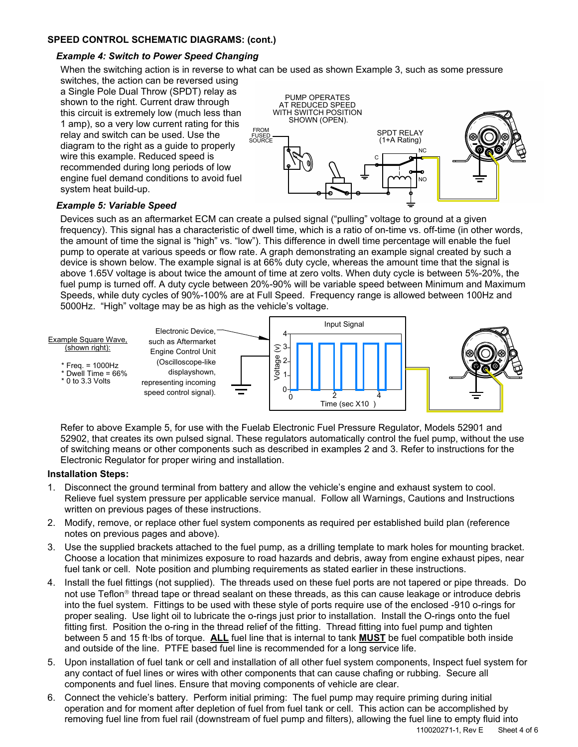**SPEED CONTROL SCHEMATIC DIAGRAMS: (cont.)**

***Example 4: Switch to Power Speed Changing***

When the switching action is in reverse to what can be used as shown Example 3, such as some pressure switches, the action can be reversed using a Single Pole Dual Throw (SPDT) relay as shown to the right. Current draw through this circuit is extremely low (much less than 1 amp), so a very low current rating for this relay and switch can be used. Use the diagram to the right as a guide to properly wire this example. Reduced speed is recommended during long periods of low engine fuel demand conditions to avoid fuel system heat build-up.

PUMP OPERATES AT REDUCED SPEED WITH SWITCH POSITION SHOWN (OPEN).

FROM FUSED SOURCE

SPDT RELAY (1+A Rating)

C

NC

NO

***Example 5: Variable Speed***

Devices such as an aftermarket ECM can create a pulsed signal ("pulling" voltage to ground at a given frequency). This signal has a characteristic of dwell time, which is a ratio of on-time vs. off-time (in other words, the amount of time the signal is "high" vs. "low"). This difference in dwell time percentage will enable the fuel pump to operate at various speeds or flow rate. A graph demonstrating an example signal created by such a device is shown below. The example signal is at 66% duty cycle, whereas the amount time that the signal is above 1.65V voltage is about twice the amount of time at zero volts. When duty cycle is between 5%-20%, the fuel pump is turned off. A duty cycle between 20%-90% will be variable speed between Minimum and Maximum Speeds, while duty cycles of 90%-100% are at Full Speed. Frequency range is allowed between 100Hz and 5000Hz. "High" voltage may be as high as the vehicle's voltage.

Example Square Wave, (shown right):

* Freq. = 1000Hz
* Dwell Time = 66%
* 0 to 3.3 Volts

Electronic Device, such as Aftermarket Engine Control Unit (Oscilloscope-like display shown, representing incoming speed control signal).

Input Signal

Voltage (v)

Time (sec X10 )

Refer to above Example 5, for use with the Fuelab Electronic Fuel Pressure Regulator, Models 52901 and 52902, that creates its own pulsed signal. These regulators automatically control the fuel pump, without the use of switching means or other components such as described in examples 2 and 3. Refer to instructions for the Electronic Regulator for proper wiring and installation.

**Installation Steps:**

1. Disconnect the ground terminal from battery and allow the vehicle's engine and exhaust system to cool. Relieve fuel system pressure per applicable service manual. Follow all Warnings, Cautions and Instructions written on previous pages of these instructions.
2. Modify, remove, or replace other fuel system components as required per established build plan (reference notes on previous pages and above).
3. Use the supplied brackets attached to the fuel pump, as a drilling template to mark holes for mounting bracket. Choose a location that minimizes exposure to road hazards and debris, away from engine exhaust pipes, near fuel tank or cell. Note position and plumbing requirements as stated earlier in these instructions.
4. Install the fuel fittings (not supplied). The threads used on these fuel ports are not tapered or pipe threads. Do not use Teflon® thread tape or thread sealant on these threads, as this can cause leakage or introduce debris into the fuel system. Fittings to be used with these style of ports require use of the enclosed -910 o-rings for proper sealing. Use light oil to lubricate the o-rings just prior to installation. Install the O-rings onto the fuel fitting first. Position the o-ring in the thread relief of the fitting. Thread fitting into fuel pump and tighten between 5 and 15 ft·lbs of torque. **ALL** fuel line that is internal to tank **MUST** be fuel compatible both inside and outside of the line. PTFE based fuel line is recommended for a long service life.
5. Upon installation of fuel tank or cell and installation of all other fuel system components, Inspect fuel system for any contact of fuel lines or wires with other components that can cause chafing or rubbing. Secure all components and fuel lines. Ensure that moving components of vehicle are clear.
6. Connect the vehicle's battery. Perform initial priming: The fuel pump may require priming during initial operation and for moment after depletion of fuel from fuel tank or cell. This action can be accomplished by removing fuel line from fuel rail (downstream of fuel pump and filters), allowing the fuel line to empty fluid into

110020271-1, Rev E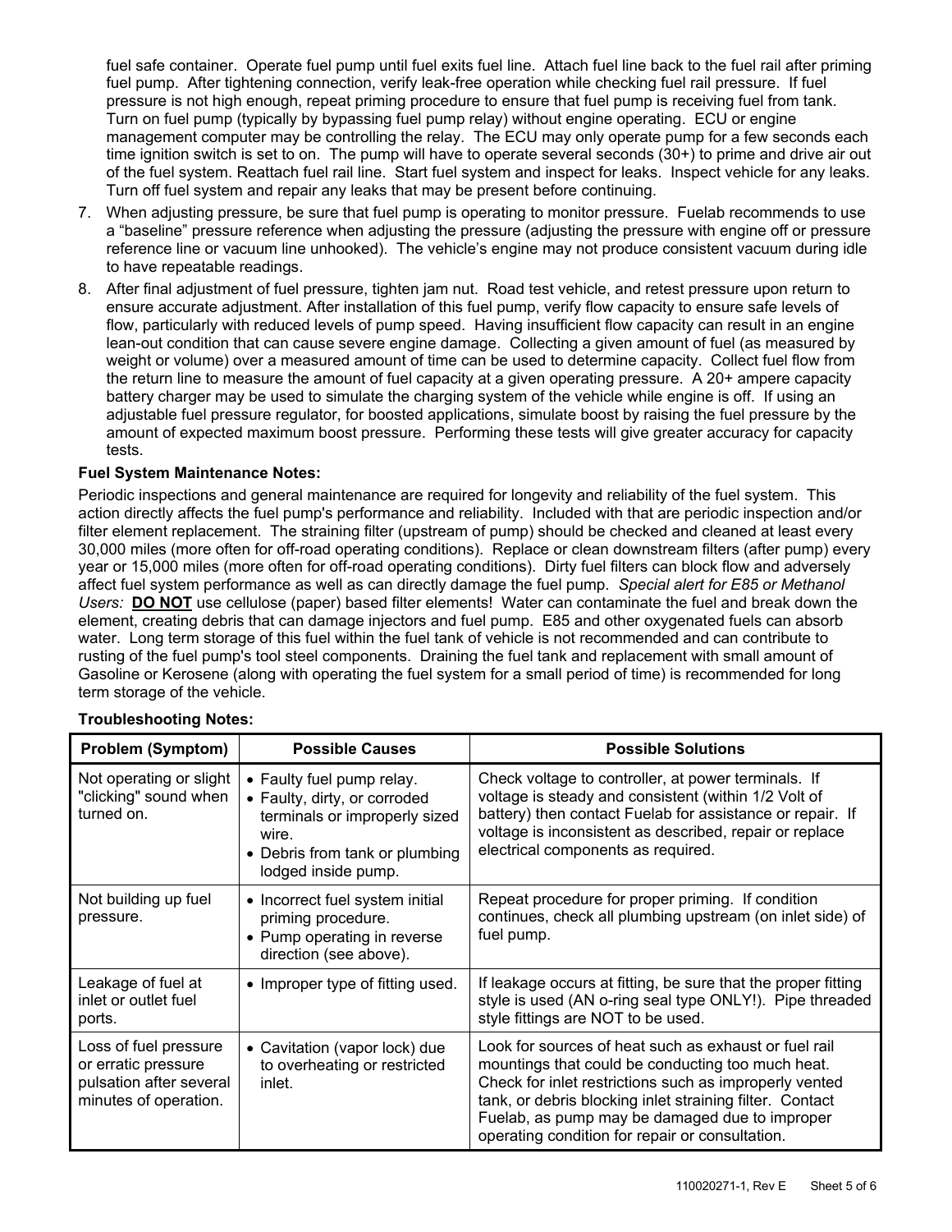fuel safe container. Operate fuel pump until fuel exits fuel line. Attach fuel line back to the fuel rail after priming fuel pump. After tightening connection, verify leak-free operation while checking fuel rail pressure. If fuel pressure is not high enough, repeat priming procedure to ensure that fuel pump is receiving fuel from tank. Turn on fuel pump (typically by bypassing fuel pump relay) without engine operating. ECU or engine management computer may be controlling the relay. The ECU may only operate pump for a few seconds each time ignition switch is set to on. The pump will have to operate several seconds (30+) to prime and drive air out of the fuel system. Reattach fuel rail line. Start fuel system and inspect for leaks. Inspect vehicle for any leaks. Turn off fuel system and repair any leaks that may be present before continuing.

7. When adjusting pressure, be sure that fuel pump is operating to monitor pressure. Fuelab recommends to use a "baseline" pressure reference when adjusting the pressure (adjusting the pressure with engine off or pressure reference line or vacuum line unhooked). The vehicle's engine may not produce consistent vacuum during idle to have repeatable readings.
8. After final adjustment of fuel pressure, tighten jam nut. Road test vehicle, and retest pressure upon return to ensure accurate adjustment. After installation of this fuel pump, verify flow capacity to ensure safe levels of flow, particularly with reduced levels of pump speed. Having insufficient flow capacity can result in an engine lean-out condition that can cause severe engine damage. Collecting a given amount of fuel (as measured by weight or volume) over a measured amount of time can be used to determine capacity. Collect fuel flow from the return line to measure the amount of fuel capacity at a given operating pressure. A 20+ ampere capacity battery charger may be used to simulate the charging system of the vehicle while engine is off. If using an adjustable fuel pressure regulator, for boosted applications, simulate boost by raising the fuel pressure by the amount of expected maximum boost pressure. Performing these tests will give greater accuracy for capacity tests.

**Fuel System Maintenance Notes:**

Periodic inspections and general maintenance are required for longevity and reliability of the fuel system. This action directly affects the fuel pump's performance and reliability. Included with that are periodic inspection and/or filter element replacement. The straining filter (upstream of pump) should be checked and cleaned at least every 30,000 miles (more often for off-road operating conditions). Replace or clean downstream filters (after pump) every year or 15,000 miles (more often for off-road operating conditions). Dirty fuel filters can block flow and adversely affect fuel system performance as well as can directly damage the fuel pump. *Special alert for E85 or Methanol Users:* **DO NOT** use cellulose (paper) based filter elements! Water can contaminate the fuel and break down the element, creating debris that can damage injectors and fuel pump. E85 and other oxygenated fuels can absorb water. Long term storage of this fuel within the fuel tank of vehicle is not recommended and can contribute to rusting of the fuel pump's tool steel components. Draining the fuel tank and replacement with small amount of Gasoline or Kerosene (along with operating the fuel system for a small period of time) is recommended for long term storage of the vehicle.

**Troubleshooting Notes:**

| Problem (Symptom) | Possible Causes | Possible Solutions |
|---|---|---|
| Not operating or slight "clicking" sound when turned on. | • Faulty fuel pump relay.<br>• Faulty, dirty, or corroded terminals or improperly sized wire.<br>• Debris from tank or plumbing lodged inside pump. | Check voltage to controller, at power terminals. If voltage is steady and consistent (within 1/2 Volt of battery) then contact Fuelab for assistance or repair. If voltage is inconsistent as described, repair or replace electrical components as required. |
| Not building up fuel pressure. | • Incorrect fuel system initial priming procedure.<br>• Pump operating in reverse direction (see above). | Repeat procedure for proper priming. If condition continues, check all plumbing upstream (on inlet side) of fuel pump. |
| Leakage of fuel at inlet or outlet fuel ports. | • Improper type of fitting used. | If leakage occurs at fitting, be sure that the proper fitting style is used (AN o-ring seal type ONLY!). Pipe threaded style fittings are NOT to be used. |
| Loss of fuel pressure or erratic pressure pulsation after several minutes of operation. | • Cavitation (vapor lock) due to overheating or restricted inlet. | Look for sources of heat such as exhaust or fuel rail mountings that could be conducting too much heat. Check for inlet restrictions such as improperly vented tank, or debris blocking inlet straining filter. Contact Fuelab, as pump may be damaged due to improper operating condition for repair or consultation. |

110020271-1, Rev E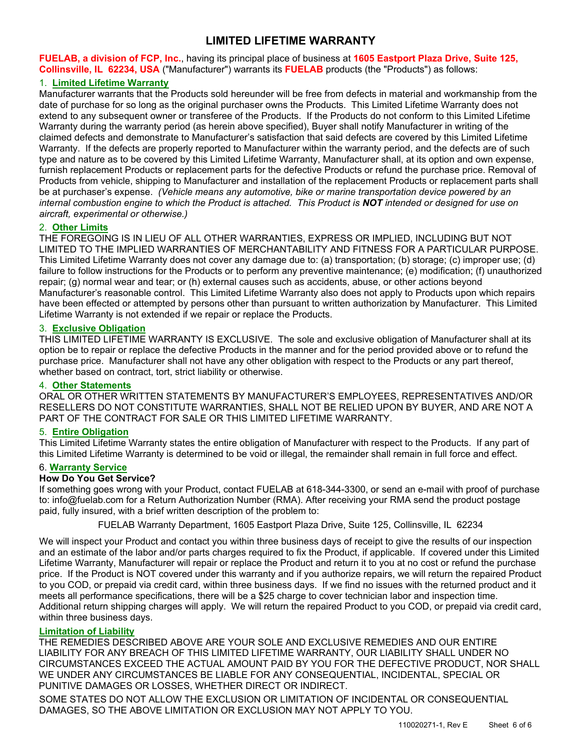# LIMITED LIFETIME WARRANTY

**FUELAB, a division of FCP, Inc.**, having its principal place of business at **1605 Eastport Plaza Drive, Suite 125, Collinsville, IL 62234, USA** ("Manufacturer") warrants its **FUELAB** products (the "Products") as follows:

## 1. Limited Lifetime Warranty

Manufacturer warrants that the Products sold hereunder will be free from defects in material and workmanship from the date of purchase for so long as the original purchaser owns the Products. This Limited Lifetime Warranty does not extend to any subsequent owner or transferee of the Products. If the Products do not conform to this Limited Lifetime Warranty during the warranty period (as herein above specified), Buyer shall notify Manufacturer in writing of the claimed defects and demonstrate to Manufacturer's satisfaction that said defects are covered by this Limited Lifetime Warranty. If the defects are properly reported to Manufacturer within the warranty period, and the defects are of such type and nature as to be covered by this Limited Lifetime Warranty, Manufacturer shall, at its option and own expense, furnish replacement Products or replacement parts for the defective Products or refund the purchase price. Removal of Products from vehicle, shipping to Manufacturer and installation of the replacement Products or replacement parts shall be at purchaser's expense. *(Vehicle means any automotive, bike or marine transportation device powered by an internal combustion engine to which the Product is attached. This Product is **NOT** intended or designed for use on aircraft, experimental or otherwise.)*

## 2. Other Limits

THE FOREGOING IS IN LIEU OF ALL OTHER WARRANTIES, EXPRESS OR IMPLIED, INCLUDING BUT NOT LIMITED TO THE IMPLIED WARRANTIES OF MERCHANTABILITY AND FITNESS FOR A PARTICULAR PURPOSE. This Limited Lifetime Warranty does not cover any damage due to: (a) transportation; (b) storage; (c) improper use; (d) failure to follow instructions for the Products or to perform any preventive maintenance; (e) modification; (f) unauthorized repair; (g) normal wear and tear; or (h) external causes such as accidents, abuse, or other actions beyond Manufacturer's reasonable control. This Limited Lifetime Warranty also does not apply to Products upon which repairs have been effected or attempted by persons other than pursuant to written authorization by Manufacturer. This Limited Lifetime Warranty is not extended if we repair or replace the Products.

## 3. Exclusive Obligation

THIS LIMITED LIFETIME WARRANTY IS EXCLUSIVE. The sole and exclusive obligation of Manufacturer shall at its option be to repair or replace the defective Products in the manner and for the period provided above or to refund the purchase price. Manufacturer shall not have any other obligation with respect to the Products or any part thereof, whether based on contract, tort, strict liability or otherwise.

## 4. Other Statements

ORAL OR OTHER WRITTEN STATEMENTS BY MANUFACTURER'S EMPLOYEES, REPRESENTATIVES AND/OR RESELLERS DO NOT CONSTITUTE WARRANTIES, SHALL NOT BE RELIED UPON BY BUYER, AND ARE NOT A PART OF THE CONTRACT FOR SALE OR THIS LIMITED LIFETIME WARRANTY.

## 5. Entire Obligation

This Limited Lifetime Warranty states the entire obligation of Manufacturer with respect to the Products. If any part of this Limited Lifetime Warranty is determined to be void or illegal, the remainder shall remain in full force and effect.

## 6. Warranty Service

**How Do You Get Service?**

If something goes wrong with your Product, contact FUELAB at 618-344-3300, or send an e-mail with proof of purchase to: info@fuelab.com for a Return Authorization Number (RMA). After receiving your RMA send the product postage paid, fully insured, with a brief written description of the problem to:

FUELAB Warranty Department, 1605 Eastport Plaza Drive, Suite 125, Collinsville, IL 62234

We will inspect your Product and contact you within three business days of receipt to give the results of our inspection and an estimate of the labor and/or parts charges required to fix the Product, if applicable. If covered under this Limited Lifetime Warranty, Manufacturer will repair or replace the Product and return it to you at no cost or refund the purchase price. If the Product is NOT covered under this warranty and if you authorize repairs, we will return the repaired Product to you COD, or prepaid via credit card, within three business days. If we find no issues with the returned product and it meets all performance specifications, there will be a $25 charge to cover technician labor and inspection time. Additional return shipping charges will apply. We will return the repaired Product to you COD, or prepaid via credit card, within three business days.

## Limitation of Liability

THE REMEDIES DESCRIBED ABOVE ARE YOUR SOLE AND EXCLUSIVE REMEDIES AND OUR ENTIRE LIABILITY FOR ANY BREACH OF THIS LIMITED LIFETIME WARRANTY, OUR LIABILITY SHALL UNDER NO CIRCUMSTANCES EXCEED THE ACTUAL AMOUNT PAID BY YOU FOR THE DEFECTIVE PRODUCT, NOR SHALL WE UNDER ANY CIRCUMSTANCES BE LIABLE FOR ANY CONSEQUENTIAL, INCIDENTAL, SPECIAL OR PUNITIVE DAMAGES OR LOSSES, WHETHER DIRECT OR INDIRECT.

SOME STATES DO NOT ALLOW THE EXCLUSION OR LIMITATION OF INCIDENTAL OR CONSEQUENTIAL DAMAGES, SO THE ABOVE LIMITATION OR EXCLUSION MAY NOT APPLY TO YOU.

110020271-1, Rev E